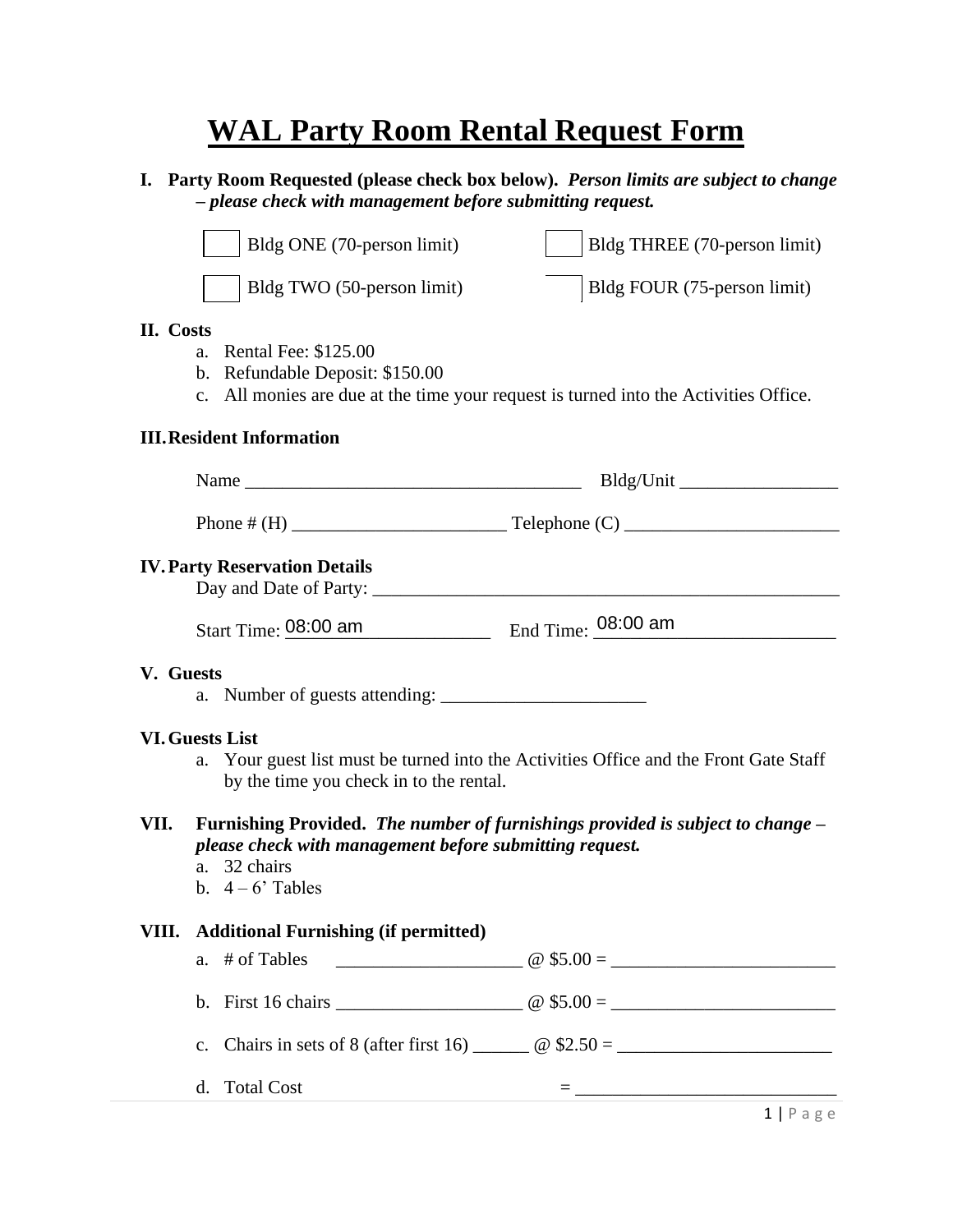# WAL Party Room Rental Request Form

**I. Party Room Requested (please check box below).** ***Person limits are subject to change – please check with management before submitting request.***

☐ Bldg ONE (70-person limit) ☐ Bldg THREE (70-person limit)

☐ Bldg TWO (50-person limit) ☐ Bldg FOUR (75-person limit)

**II. Costs**

a. Rental Fee: $125.00
b. Refundable Deposit: $150.00
c. All monies are due at the time your request is turned into the Activities Office.

**III. Resident Information**

Name ____________________________________ Bldg/Unit _________________

Phone # (H) _______________________ Telephone (C) _______________________

**IV. Party Reservation Details**

Day and Date of Party: ____________________________________________________

Start Time: 08:00 am End Time: 08:00 am

**V. Guests**

a. Number of guests attending: ______________________

**VI. Guests List**

a. Your guest list must be turned into the Activities Office and the Front Gate Staff by the time you check in to the rental.

**VII. Furnishing Provided.** ***The number of furnishings provided is subject to change – please check with management before submitting request.***

a. 32 chairs
b. 4 – 6' Tables

**VIII. Additional Furnishing (if permitted)**

a. # of Tables ____________________ @ $5.00 = ________________________

b. First 16 chairs ____________________ @ $5.00 = ________________________

c. Chairs in sets of 8 (after first 16) ______ @ $2.50 = _______________________

d. Total Cost = ____________________________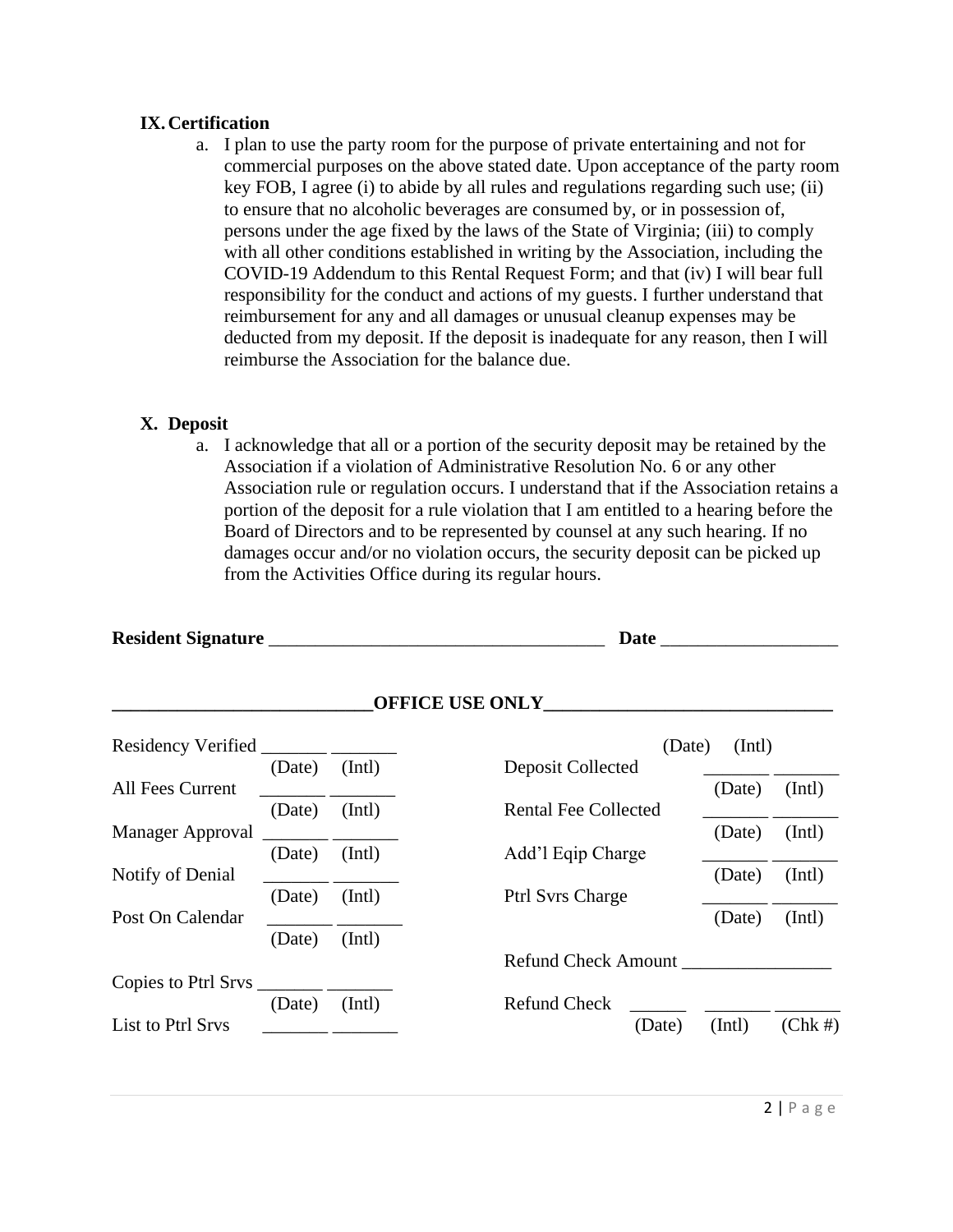## IX. Certification

a. I plan to use the party room for the purpose of private entertaining and not for commercial purposes on the above stated date. Upon acceptance of the party room key FOB, I agree (i) to abide by all rules and regulations regarding such use; (ii) to ensure that no alcoholic beverages are consumed by, or in possession of, persons under the age fixed by the laws of the State of Virginia; (iii) to comply with all other conditions established in writing by the Association, including the COVID-19 Addendum to this Rental Request Form; and that (iv) I will bear full responsibility for the conduct and actions of my guests. I further understand that reimbursement for any and all damages or unusual cleanup expenses may be deducted from my deposit. If the deposit is inadequate for any reason, then I will reimburse the Association for the balance due.

## X. Deposit

a. I acknowledge that all or a portion of the security deposit may be retained by the Association if a violation of Administrative Resolution No. 6 or any other Association rule or regulation occurs. I understand that if the Association retains a portion of the deposit for a rule violation that I am entitled to a hearing before the Board of Directors and to be represented by counsel at any such hearing. If no damages occur and/or no violation occurs, the security deposit can be picked up from the Activities Office during its regular hours.

**Resident Signature** ____________________________________ **Date** ___________________

**____________________________OFFICE USE ONLY_______________________________**

| Item | (Date) | (Intl) |
|---|---|---|
| Residency Verified | _______ | _______ |
| All Fees Current | _______ | _______ |
| Manager Approval | _______ | _______ |
| Notify of Denial | _______ | _______ |
| Post On Calendar | _______ | _______ |
| Copies to Ptrl Srvs | _______ | _______ |
| List to Ptrl Srvs | _______ | _______ |

| Item | (Date) | (Intl) |
|---|---|---|
| Deposit Collected | _______ | _______ |
| Rental Fee Collected | _______ | _______ |
| Add'l Eqip Charge | _______ | _______ |
| Ptrl Svrs Charge | _______ | _______ |

Refund Check Amount ________________

| | (Date) | (Intl) | (Chk #) |
|---|---|---|---|
| Refund Check | ______ | _______ | _______ |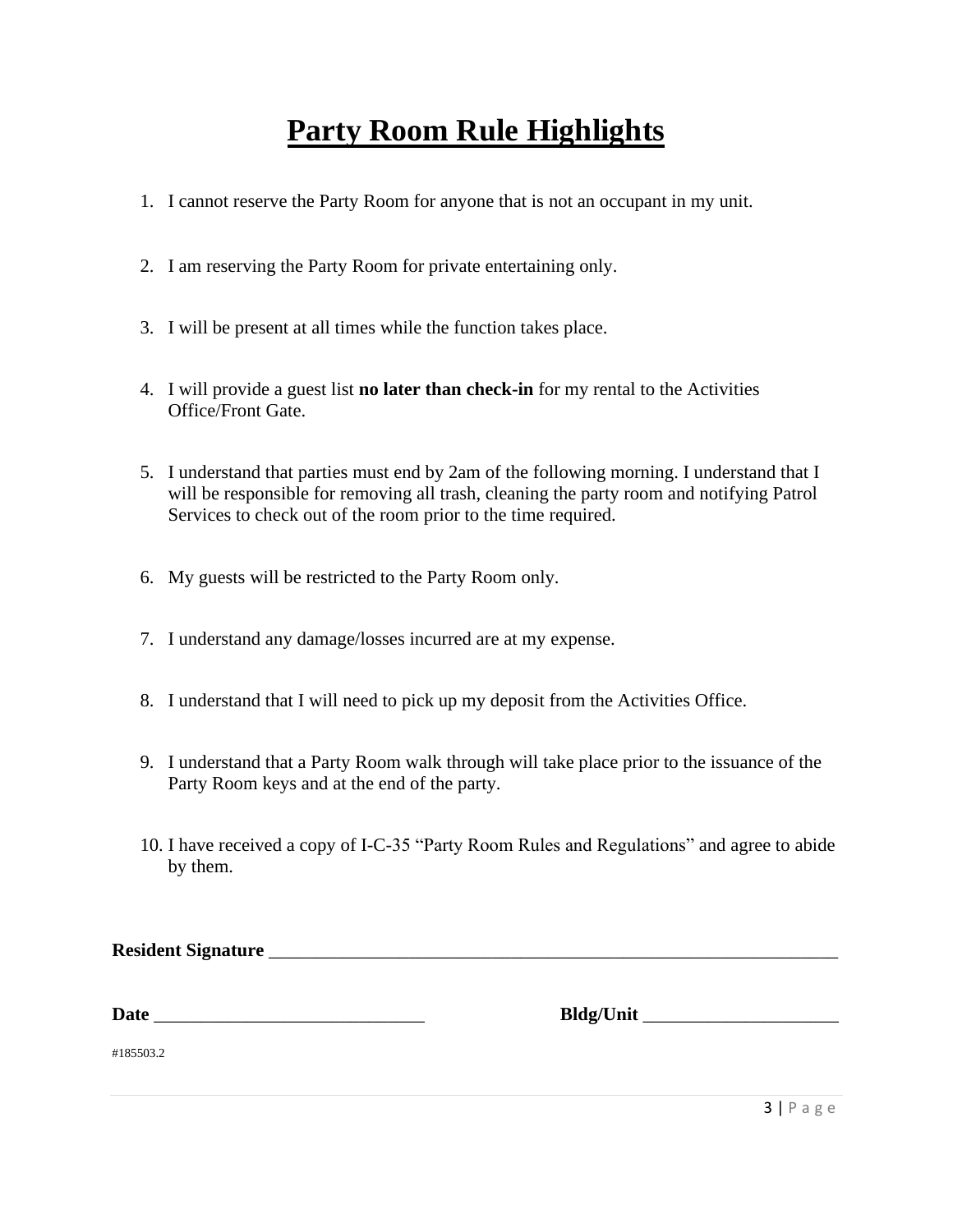# Party Room Rule Highlights

1. I cannot reserve the Party Room for anyone that is not an occupant in my unit.

2. I am reserving the Party Room for private entertaining only.

3. I will be present at all times while the function takes place.

4. I will provide a guest list **no later than check-in** for my rental to the Activities Office/Front Gate.

5. I understand that parties must end by 2am of the following morning. I understand that I will be responsible for removing all trash, cleaning the party room and notifying Patrol Services to check out of the room prior to the time required.

6. My guests will be restricted to the Party Room only.

7. I understand any damage/losses incurred are at my expense.

8. I understand that I will need to pick up my deposit from the Activities Office.

9. I understand that a Party Room walk through will take place prior to the issuance of the Party Room keys and at the end of the party.

10. I have received a copy of I-C-35 "Party Room Rules and Regulations" and agree to abide by them.

**Resident Signature** ______________________________________________________________

**Date** _____________________________ **Bldg/Unit** ____________________

#185503.2